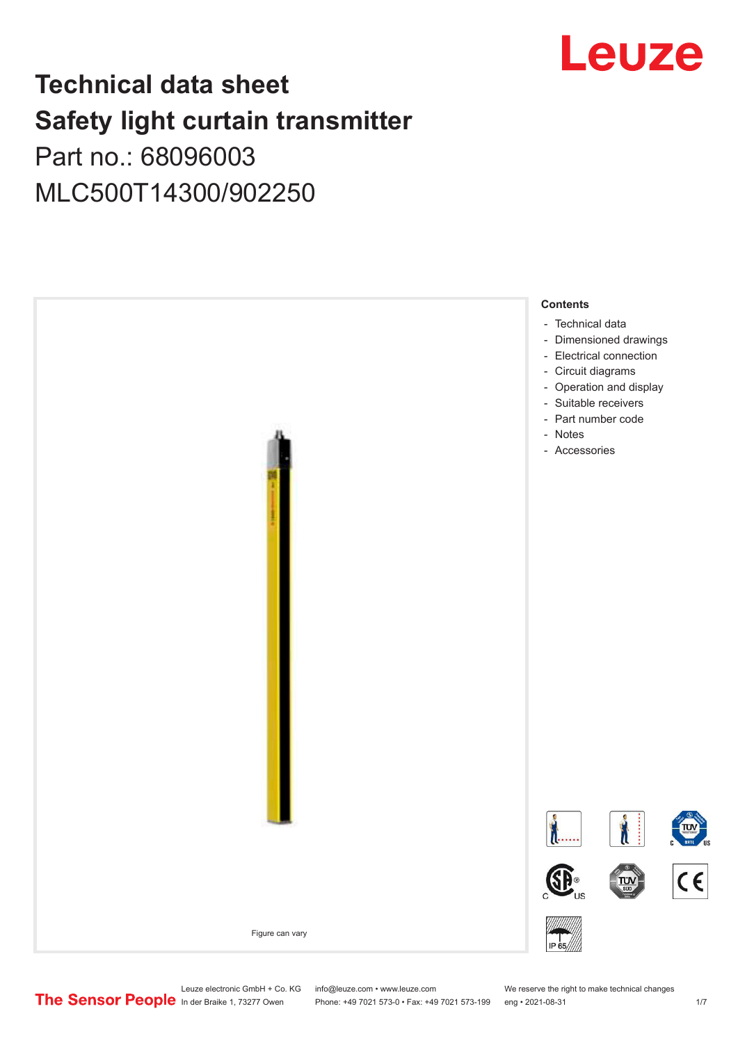# Technical data sheet
# Safety light curtain transmitter
## Part no.: 68096003
## MLC500T14300/902250

Figure can vary

**Contents**

- Technical data
- Dimensioned drawings
- Electrical connection
- Circuit diagrams
- Operation and display
- Suitable receivers
- Part number code
- Notes
- Accessories

Leuze electronic GmbH + Co. KG
In der Braike 1, 73277 Owen

info@leuze.com • www.leuze.com
Phone: +49 7021 573-0 • Fax: +49 7021 573-199

We reserve the right to make technical changes
eng • 2021-08-31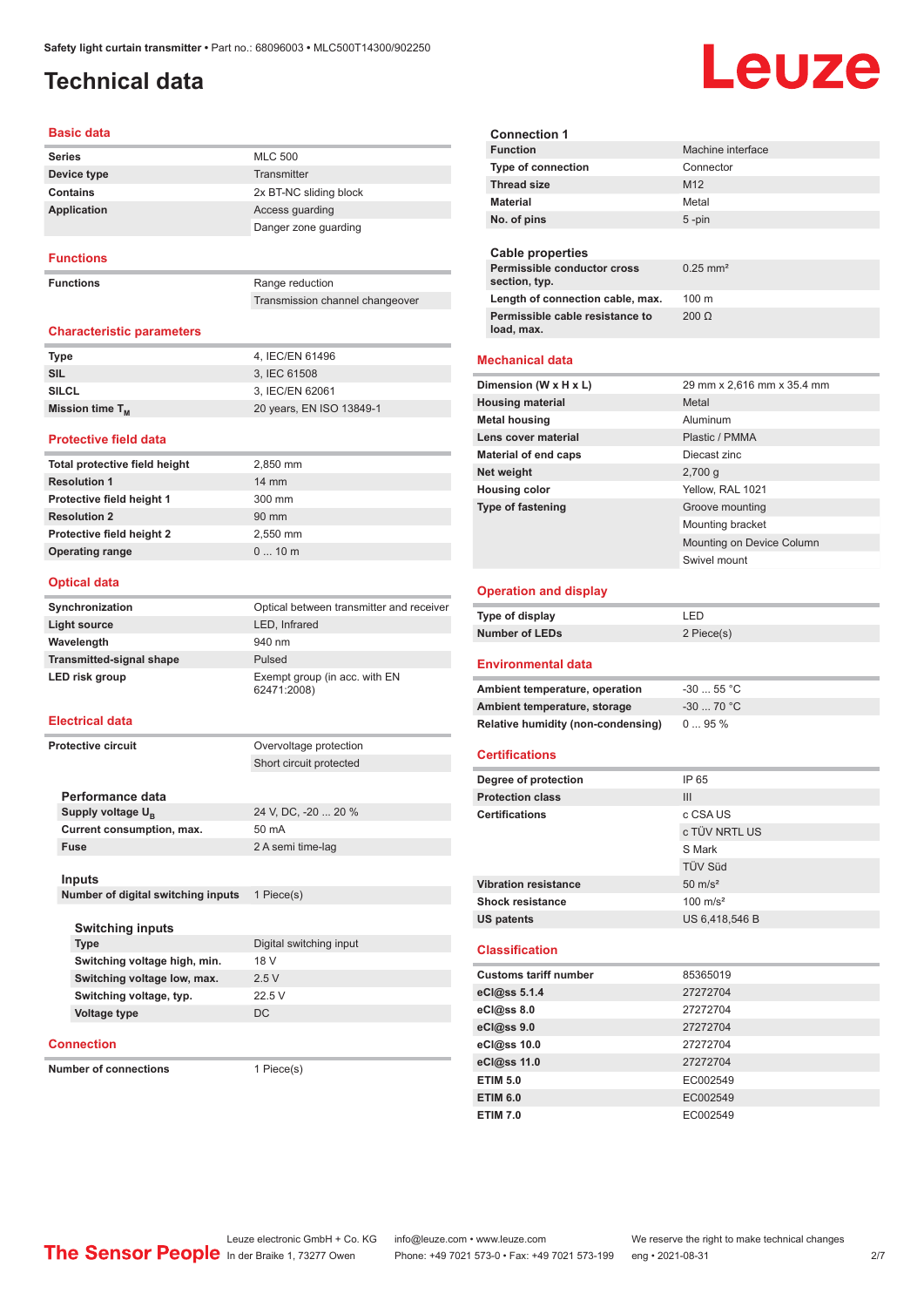Safety light curtain transmitter • Part no.: 68096003 • MLC500T14300/902250

# Technical data

## Basic data

| | |
|---|---|
| **Series** | MLC 500 |
| **Device type** | Transmitter |
| **Contains** | 2x BT-NC sliding block |
| **Application** | Access guarding |
| | Danger zone guarding |

## Functions

| | |
|---|---|
| **Functions** | Range reduction |
| | Transmission channel changeover |

## Characteristic parameters

| | |
|---|---|
| **Type** | 4, IEC/EN 61496 |
| **SIL** | 3, IEC 61508 |
| **SILCL** | 3, IEC/EN 62061 |
| **Mission time $T_M$** | 20 years, EN ISO 13849-1 |

## Protective field data

| | |
|---|---|
| **Total protective field height** | 2,850 mm |
| **Resolution 1** | 14 mm |
| **Protective field height 1** | 300 mm |
| **Resolution 2** | 90 mm |
| **Protective field height 2** | 2,550 mm |
| **Operating range** | 0 ... 10 m |

## Optical data

| | |
|---|---|
| **Synchronization** | Optical between transmitter and receiver |
| **Light source** | LED, Infrared |
| **Wavelength** | 940 nm |
| **Transmitted-signal shape** | Pulsed |
| **LED risk group** | Exempt group (in acc. with EN 62471:2008) |

## Electrical data

| | |
|---|---|
| **Protective circuit** | Overvoltage protection |
| | Short circuit protected |

### Performance data

| | |
|---|---|
| **Supply voltage $U_B$** | 24 V, DC, -20 ... 20 % |
| **Current consumption, max.** | 50 mA |
| **Fuse** | 2 A semi time-lag |

### Inputs

| | |
|---|---|
| **Number of digital switching inputs** | 1 Piece(s) |

#### Switching inputs

| | |
|---|---|
| **Type** | Digital switching input |
| **Switching voltage high, min.** | 18 V |
| **Switching voltage low, max.** | 2.5 V |
| **Switching voltage, typ.** | 22.5 V |
| **Voltage type** | DC |

## Connection

| | |
|---|---|
| **Number of connections** | 1 Piece(s) |

### Connection 1

| | |
|---|---|
| **Function** | Machine interface |
| **Type of connection** | Connector |
| **Thread size** | M12 |
| **Material** | Metal |
| **No. of pins** | 5 -pin |

### Cable properties

| | |
|---|---|
| **Permissible conductor cross section, typ.** | 0.25 mm² |
| **Length of connection cable, max.** | 100 m |
| **Permissible cable resistance to load, max.** | 200 Ω |

## Mechanical data

| | |
|---|---|
| **Dimension (W x H x L)** | 29 mm x 2,616 mm x 35.4 mm |
| **Housing material** | Metal |
| **Metal housing** | Aluminum |
| **Lens cover material** | Plastic / PMMA |
| **Material of end caps** | Diecast zinc |
| **Net weight** | 2,700 g |
| **Housing color** | Yellow, RAL 1021 |
| **Type of fastening** | Groove mounting |
| | Mounting bracket |
| | Mounting on Device Column |
| | Swivel mount |

## Operation and display

| | |
|---|---|
| **Type of display** | LED |
| **Number of LEDs** | 2 Piece(s) |

## Environmental data

| | |
|---|---|
| **Ambient temperature, operation** | -30 ... 55 °C |
| **Ambient temperature, storage** | -30 ... 70 °C |
| **Relative humidity (non-condensing)** | 0 ... 95 % |

## Certifications

| | |
|---|---|
| **Degree of protection** | IP 65 |
| **Protection class** | III |
| **Certifications** | c CSA US |
| | c TÜV NRTL US |
| | S Mark |
| | TÜV Süd |
| **Vibration resistance** | 50 m/s² |
| **Shock resistance** | 100 m/s² |
| **US patents** | US 6,418,546 B |

## Classification

| | |
|---|---|
| **Customs tariff number** | 85365019 |
| **eCl@ss 5.1.4** | 27272704 |
| **eCl@ss 8.0** | 27272704 |
| **eCl@ss 9.0** | 27272704 |
| **eCl@ss 10.0** | 27272704 |
| **eCl@ss 11.0** | 27272704 |
| **ETIM 5.0** | EC002549 |
| **ETIM 6.0** | EC002549 |
| **ETIM 7.0** | EC002549 |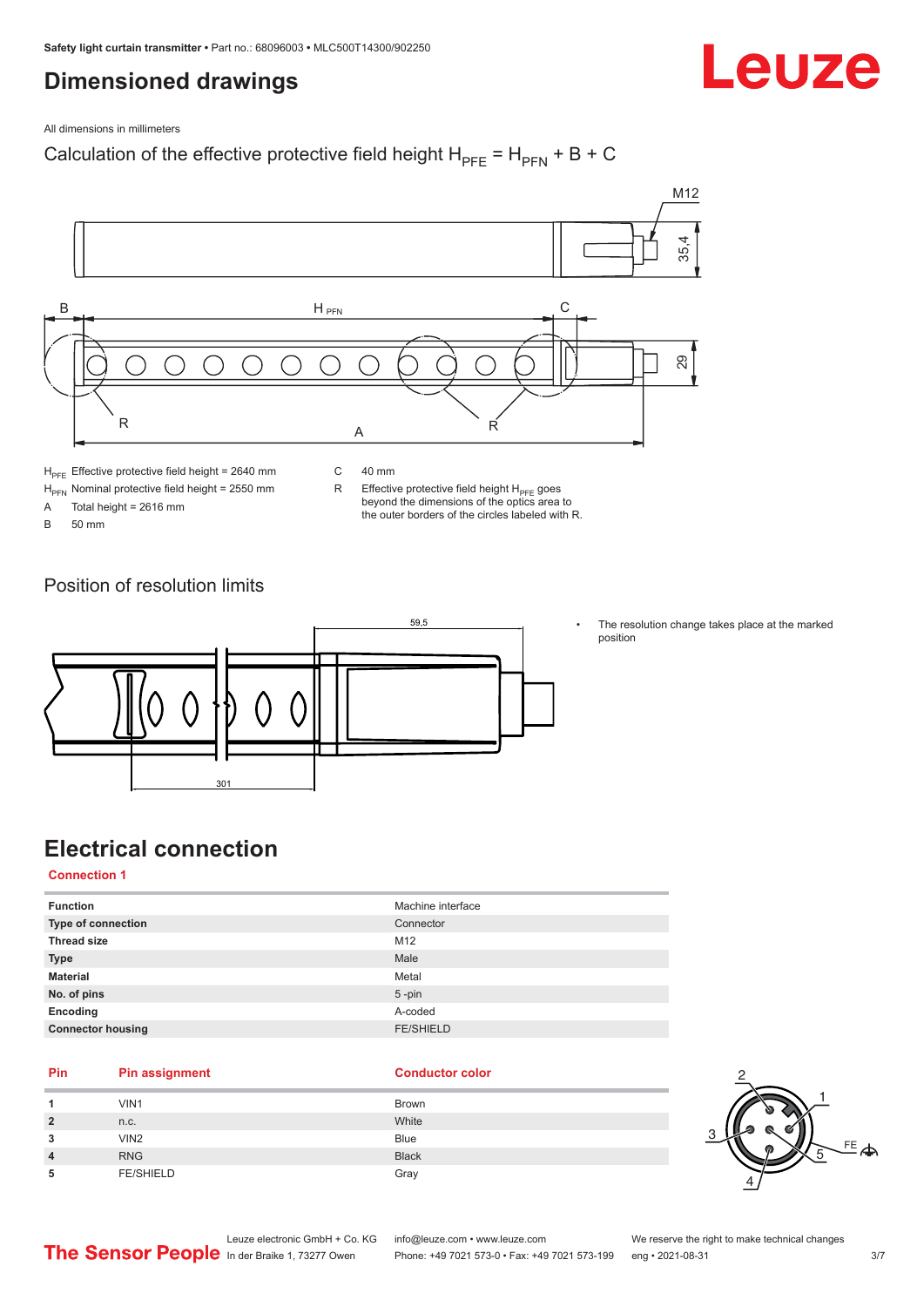# Dimensioned drawings

All dimensions in millimeters

Calculation of the effective protective field height $H_{PFE} = H_{PFN} + B + C$

$H_{PFE}$ Effective protective field height = 2640 mm

$H_{PFN}$ Nominal protective field height = 2550 mm

A Total height = 2616 mm

B 50 mm

C 40 mm

R Effective protective field height $H_{PFE}$ goes beyond the dimensions of the optics area to the outer borders of the circles labeled with R.

## Position of resolution limits

- The resolution change takes place at the marked position

# Electrical connection

**Connection 1**

| | |
|---|---|
| **Function** | Machine interface |
| **Type of connection** | Connector |
| **Thread size** | M12 |
| **Type** | Male |
| **Material** | Metal |
| **No. of pins** | 5 -pin |
| **Encoding** | A-coded |
| **Connector housing** | FE/SHIELD |

| Pin | Pin assignment | Conductor color |
|---|---|---|
| **1** | VIN1 | Brown |
| **2** | n.c. | White |
| **3** | VIN2 | Blue |
| **4** | RNG | Black |
| **5** | FE/SHIELD | Gray |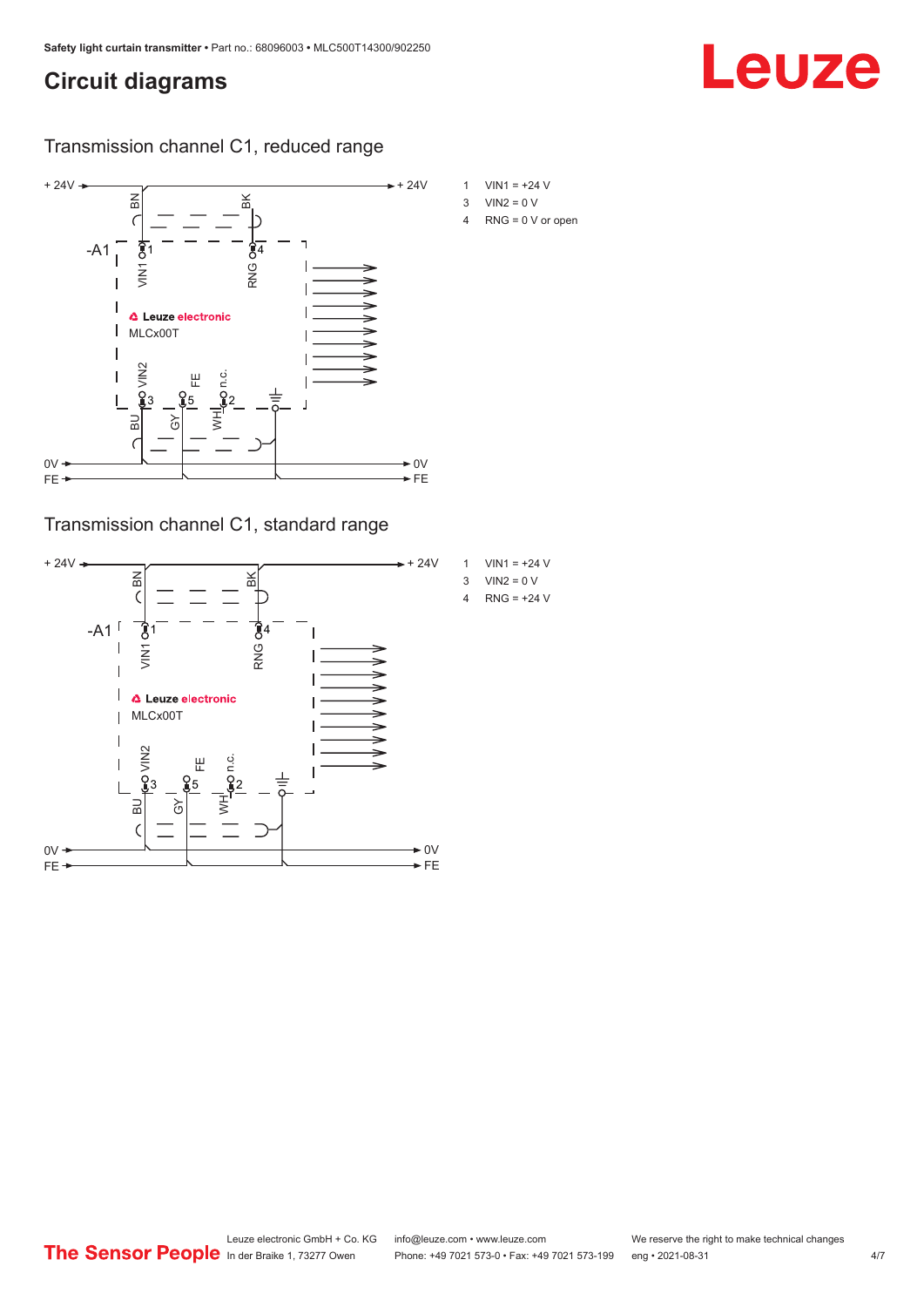## Circuit diagrams

### Transmission channel C1, reduced range

+ 24V → + 24V

BN, BK

-A1

VIN1 1, RNG 4

Leuze electronic

MLCx00T

VIN2 3, FE 5, n.c. 2

BU, GY, WH

0V → 0V

FE → FE

1 VIN1 = +24 V

3 VIN2 = 0 V

4 RNG = 0 V or open

### Transmission channel C1, standard range

+ 24V → + 24V

BN, BK

-A1

VIN1 1, RNG 4

Leuze electronic

MLCx00T

VIN2 3, FE 5, n.c. 2

BU, GY, WH

0V → 0V

FE → FE

1 VIN1 = +24 V

3 VIN2 = 0 V

4 RNG = +24 V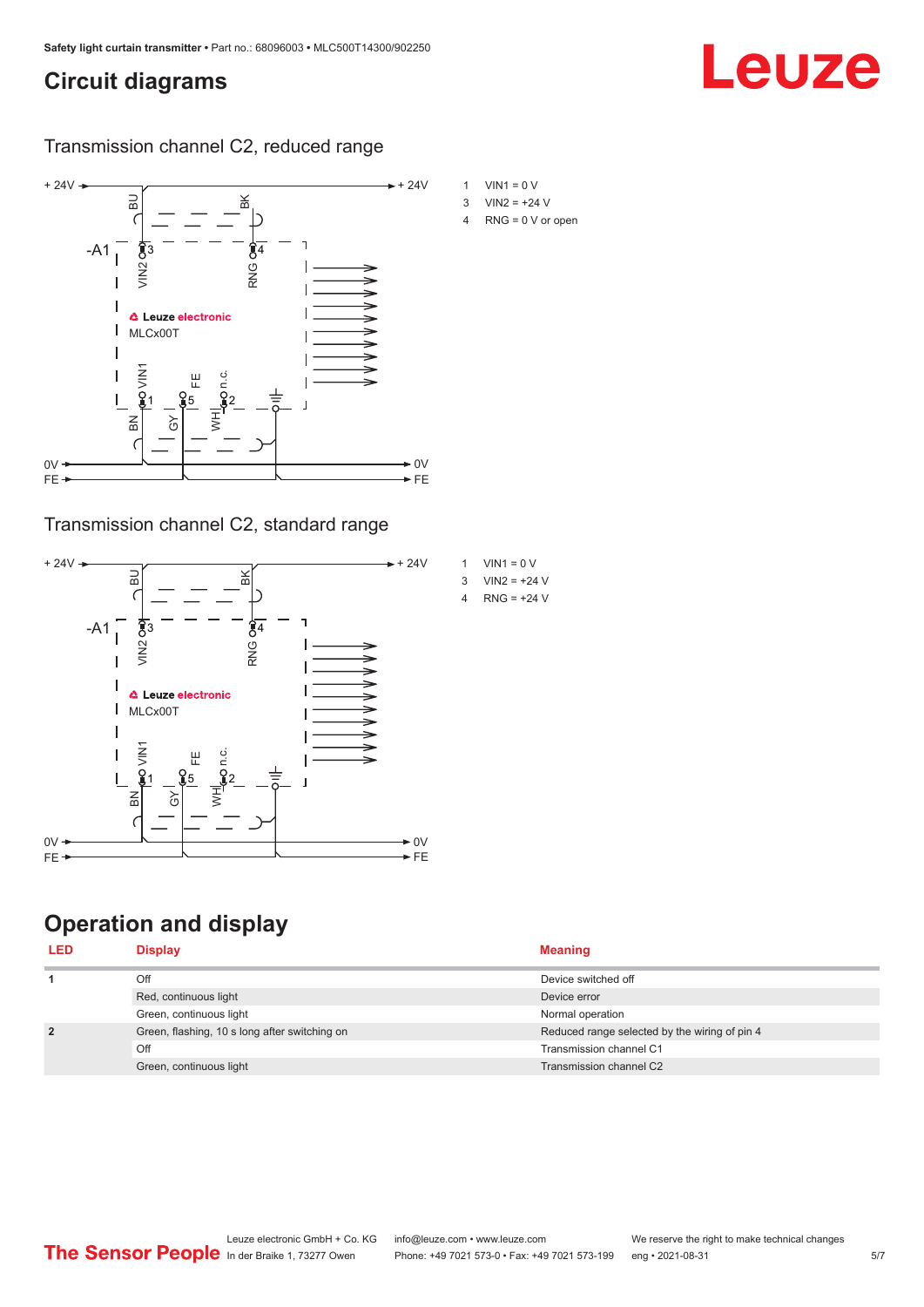## Circuit diagrams

### Transmission channel C2, reduced range

1 VIN1 = 0 V
3 VIN2 = +24 V
4 RNG = 0 V or open

### Transmission channel C2, standard range

1 VIN1 = 0 V
3 VIN2 = +24 V
4 RNG = +24 V

## Operation and display

| LED | Display | Meaning |
|---|---|---|
| 1 | Off | Device switched off |
| | Red, continuous light | Device error |
| | Green, continuous light | Normal operation |
| 2 | Green, flashing, 10 s long after switching on | Reduced range selected by the wiring of pin 4 |
| | Off | Transmission channel C1 |
| | Green, continuous light | Transmission channel C2 |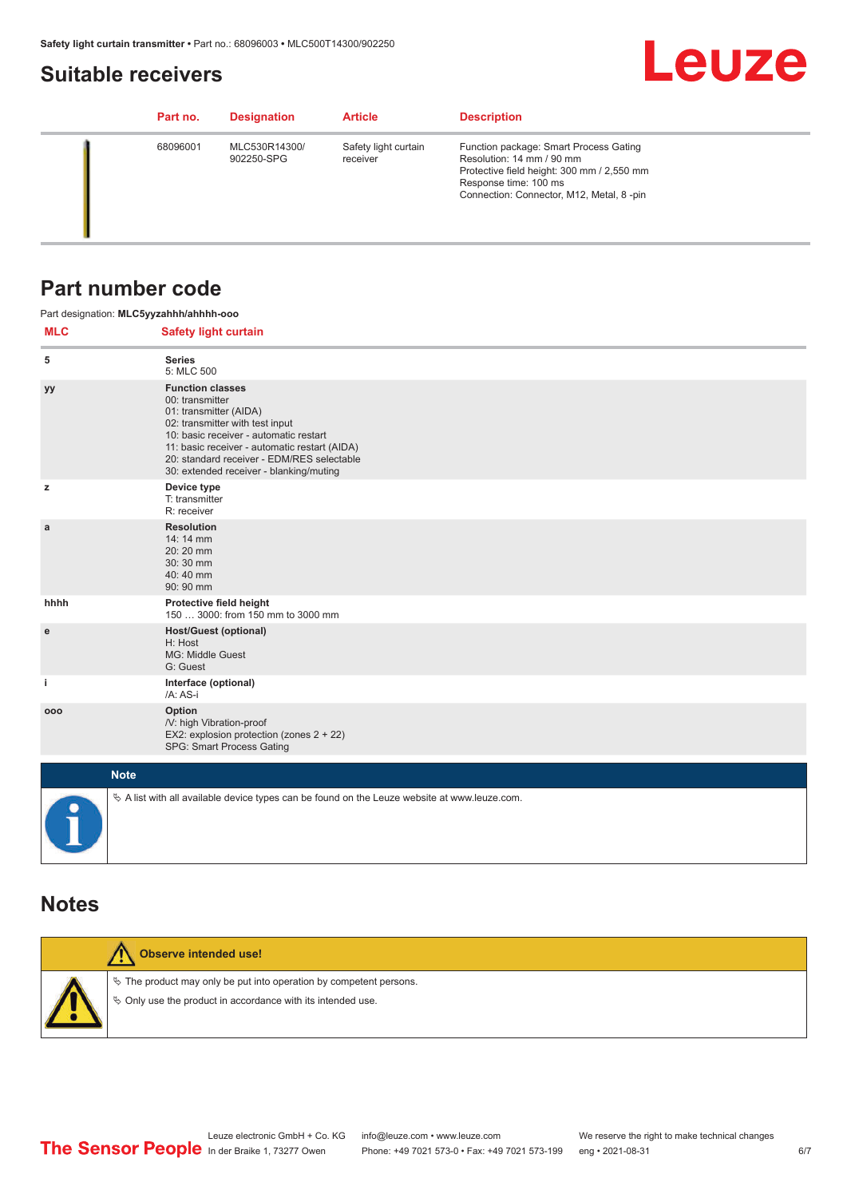## Suitable receivers

| | Part no. | Designation | Article | Description |
|---|---|---|---|---|
| | 68096001 | MLC530R14300/902250-SPG | Safety light curtain receiver | Function package: Smart Process Gating<br>Resolution: 14 mm / 90 mm<br>Protective field height: 300 mm / 2,550 mm<br>Response time: 100 ms<br>Connection: Connector, M12, Metal, 8 -pin |

## Part number code

Part designation: **MLC5yyzahhh/ahhhh-ooo**

| MLC | Safety light curtain |
|---|---|
| 5 | **Series**<br>5: MLC 500 |
| yy | **Function classes**<br>00: transmitter<br>01: transmitter (AIDA)<br>02: transmitter with test input<br>10: basic receiver - automatic restart<br>11: basic receiver - automatic restart (AIDA)<br>20: standard receiver - EDM/RES selectable<br>30: extended receiver - blanking/muting |
| z | **Device type**<br>T: transmitter<br>R: receiver |
| a | **Resolution**<br>14: 14 mm<br>20: 20 mm<br>30: 30 mm<br>40: 40 mm<br>90: 90 mm |
| hhhh | **Protective field height**<br>150 … 3000: from 150 mm to 3000 mm |
| e | **Host/Guest (optional)**<br>H: Host<br>MG: Middle Guest<br>G: Guest |
| i | **Interface (optional)**<br>/A: AS-i |
| ooo | **Option**<br>/V: high Vibration-proof<br>EX2: explosion protection (zones 2 + 22)<br>SPG: Smart Process Gating |

**Note**

- A list with all available device types can be found on the Leuze website at www.leuze.com.

## Notes

**Observe intended use!**

- The product may only be put into operation by competent persons.
- Only use the product in accordance with its intended use.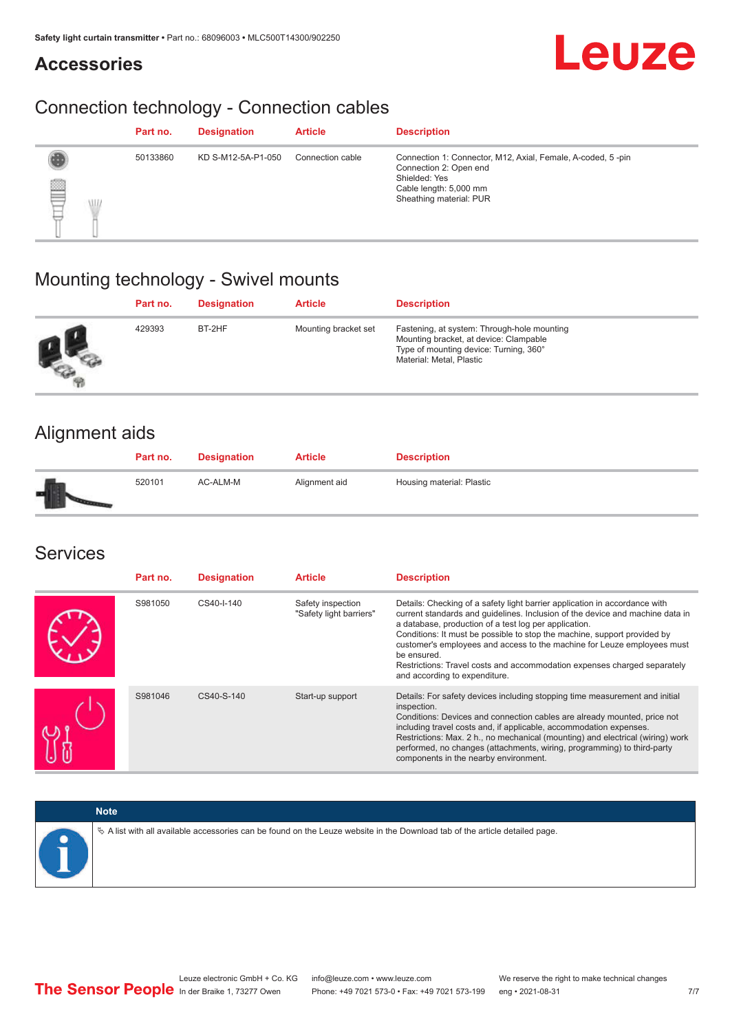# Accessories

## Connection technology - Connection cables

| | Part no. | Designation | Article | Description |
|---|---|---|---|---|
| | 50133860 | KD S-M12-5A-P1-050 | Connection cable | Connection 1: Connector, M12, Axial, Female, A-coded, 5 -pin<br>Connection 2: Open end<br>Shielded: Yes<br>Cable length: 5,000 mm<br>Sheathing material: PUR |

## Mounting technology - Swivel mounts

| | Part no. | Designation | Article | Description |
|---|---|---|---|---|
| | 429393 | BT-2HF | Mounting bracket set | Fastening, at system: Through-hole mounting<br>Mounting bracket, at device: Clampable<br>Type of mounting device: Turning, 360°<br>Material: Metal, Plastic |

## Alignment aids

| | Part no. | Designation | Article | Description |
|---|---|---|---|---|
| | 520101 | AC-ALM-M | Alignment aid | Housing material: Plastic |

## Services

| | Part no. | Designation | Article | Description |
|---|---|---|---|---|
| | S981050 | CS40-I-140 | Safety inspection "Safety light barriers" | Details: Checking of a safety light barrier application in accordance with current standards and guidelines. Inclusion of the device and machine data in a database, production of a test log per application.<br>Conditions: It must be possible to stop the machine, support provided by customer's employees and access to the machine for Leuze employees must be ensured.<br>Restrictions: Travel costs and accommodation expenses charged separately and according to expenditure. |
| | S981046 | CS40-S-140 | Start-up support | Details: For safety devices including stopping time measurement and initial inspection.<br>Conditions: Devices and connection cables are already mounted, price not including travel costs and, if applicable, accommodation expenses.<br>Restrictions: Max. 2 h., no mechanical (mounting) and electrical (wiring) work performed, no changes (attachments, wiring, programming) to third-party components in the nearby environment. |

**Note**

A list with all available accessories can be found on the Leuze website in the Download tab of the article detailed page.